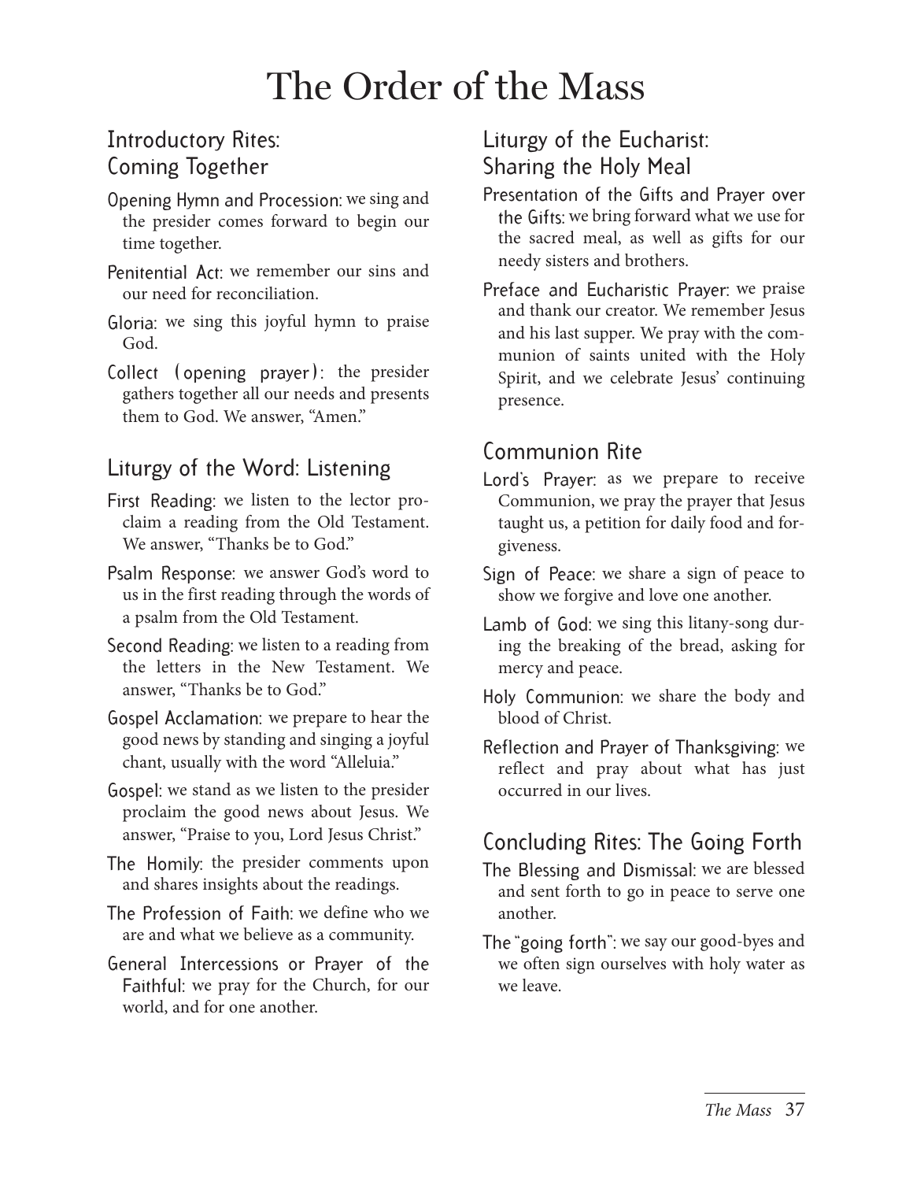# The Order of the Mass

## Introductory Rites: Coming Together

**Opening Hymn and Procession:** we sing and the presider comes forward to begin our time together.

**Penitential Act:** we remember our sins and our need for reconciliation.

**Gloria:** we sing this joyful hymn to praise God.

**Collect (opening prayer):** the presider gathers together all our needs and presents them to God. We answer, "Amen."

## Liturgy of the Word: Listening

**First Reading:** we listen to the lector proclaim a reading from the Old Testament. We answer, "Thanks be to God."

**Psalm Response:** we answer God's word to us in the first reading through the words of a psalm from the Old Testament.

**Second Reading:** we listen to a reading from the letters in the New Testament. We answer, "Thanks be to God."

**Gospel Acclamation:** we prepare to hear the good news by standing and singing a joyful chant, usually with the word "Alleluia."

**Gospel:** we stand as we listen to the presider proclaim the good news about Jesus. We answer, "Praise to you, Lord Jesus Christ."

**The Homily:** the presider comments upon and shares insights about the readings.

**The Profession of Faith:** we define who we are and what we believe as a community.

**General Intercessions or Prayer of the Faithful:** we pray for the Church, for our world, and for one another.

## Liturgy of the Eucharist: Sharing the Holy Meal

**Presentation of the Gifts and Prayer over the Gifts:** we bring forward what we use for the sacred meal, as well as gifts for our needy sisters and brothers.

**Preface and Eucharistic Prayer:** we praise and thank our creator. We remember Jesus and his last supper. We pray with the communion of saints united with the Holy Spirit, and we celebrate Jesus' continuing presence.

## Communion Rite

**Lord's Prayer:** as we prepare to receive Communion, we pray the prayer that Jesus taught us, a petition for daily food and forgiveness.

**Sign of Peace:** we share a sign of peace to show we forgive and love one another.

**Lamb of God:** we sing this litany-song during the breaking of the bread, asking for mercy and peace.

**Holy Communion:** we share the body and blood of Christ.

**Reflection and Prayer of Thanksgiving:** we reflect and pray about what has just occurred in our lives.

## Concluding Rites: The Going Forth

**The Blessing and Dismissal:** we are blessed and sent forth to go in peace to serve one another.

**The "going forth":** we say our good-byes and we often sign ourselves with holy water as we leave.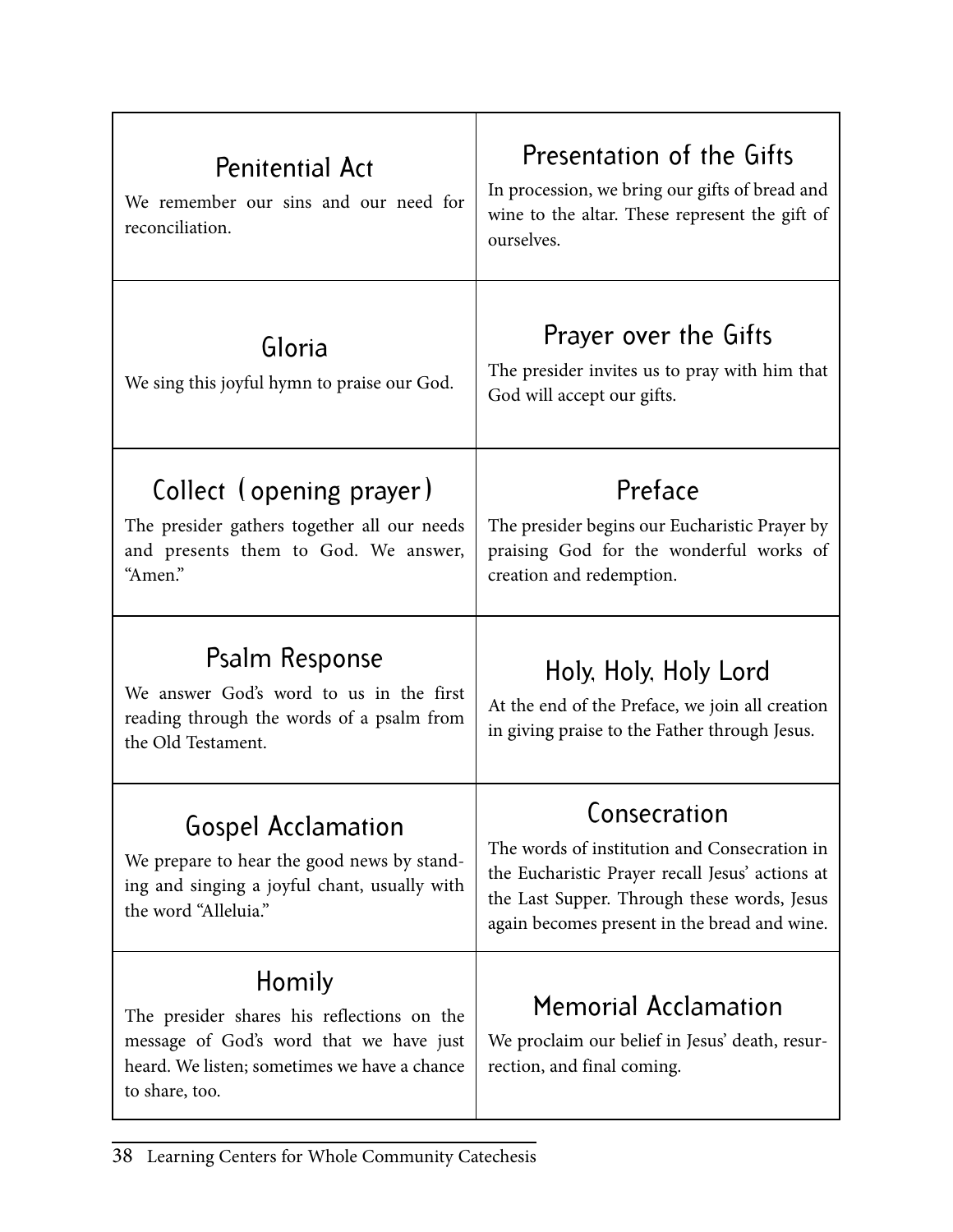| Penitential Act<br>We remember our sins and our need for reconciliation. | Presentation of the Gifts<br>In procession, we bring our gifts of bread and wine to the altar. These represent the gift of ourselves. |
|---|---|
| Gloria<br>We sing this joyful hymn to praise our God. | Prayer over the Gifts<br>The presider invites us to pray with him that God will accept our gifts. |
| Collect (opening prayer)<br>The presider gathers together all our needs and presents them to God. We answer, "Amen." | Preface<br>The presider begins our Eucharistic Prayer by praising God for the wonderful works of creation and redemption. |
| Psalm Response<br>We answer God's word to us in the first reading through the words of a psalm from the Old Testament. | Holy, Holy, Holy Lord<br>At the end of the Preface, we join all creation in giving praise to the Father through Jesus. |
| Gospel Acclamation<br>We prepare to hear the good news by standing and singing a joyful chant, usually with the word "Alleluia." | Consecration<br>The words of institution and Consecration in the Eucharistic Prayer recall Jesus' actions at the Last Supper. Through these words, Jesus again becomes present in the bread and wine. |
| Homily<br>The presider shares his reflections on the message of God's word that we have just heard. We listen; sometimes we have a chance to share, too. | Memorial Acclamation<br>We proclaim our belief in Jesus' death, resurrection, and final coming. |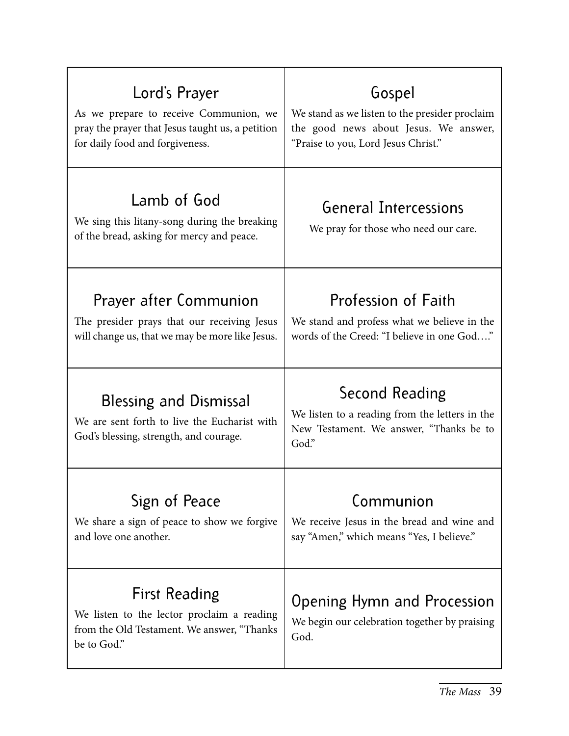| | |
|---|---|
| **Lord's Prayer**<br>As we prepare to receive Communion, we pray the prayer that Jesus taught us, a petition for daily food and forgiveness. | **Gospel**<br>We stand as we listen to the presider proclaim the good news about Jesus. We answer, "Praise to you, Lord Jesus Christ." |
| **Lamb of God**<br>We sing this litany-song during the breaking of the bread, asking for mercy and peace. | **General Intercessions**<br>We pray for those who need our care. |
| **Prayer after Communion**<br>The presider prays that our receiving Jesus will change us, that we may be more like Jesus. | **Profession of Faith**<br>We stand and profess what we believe in the words of the Creed: "I believe in one God…." |
| **Blessing and Dismissal**<br>We are sent forth to live the Eucharist with God's blessing, strength, and courage. | **Second Reading**<br>We listen to a reading from the letters in the New Testament. We answer, "Thanks be to God." |
| **Sign of Peace**<br>We share a sign of peace to show we forgive and love one another. | **Communion**<br>We receive Jesus in the bread and wine and say "Amen," which means "Yes, I believe." |
| **First Reading**<br>We listen to the lector proclaim a reading from the Old Testament. We answer, "Thanks be to God." | **Opening Hymn and Procession**<br>We begin our celebration together by praising God. |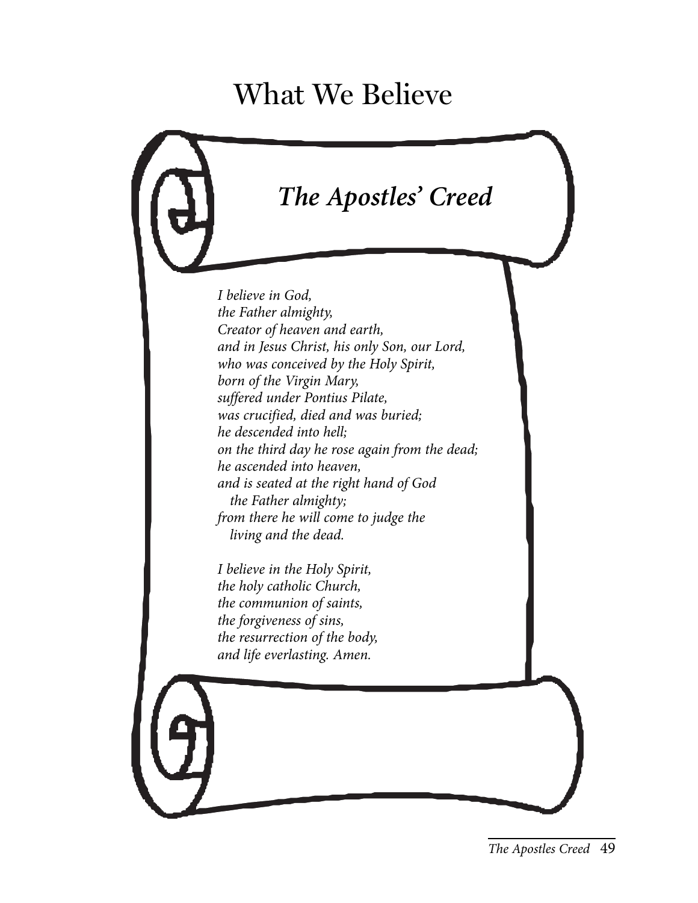# What We Believe

## *The Apostles' Creed*

*I believe in God,*
*the Father almighty,*
*Creator of heaven and earth,*
*and in Jesus Christ, his only Son, our Lord,*
*who was conceived by the Holy Spirit,*
*born of the Virgin Mary,*
*suffered under Pontius Pilate,*
*was crucified, died and was buried;*
*he descended into hell;*
*on the third day he rose again from the dead;*
*he ascended into heaven,*
*and is seated at the right hand of God*
*the Father almighty;*
*from there he will come to judge the*
*living and the dead.*

*I believe in the Holy Spirit,*
*the holy catholic Church,*
*the communion of saints,*
*the forgiveness of sins,*
*the resurrection of the body,*
*and life everlasting. Amen.*